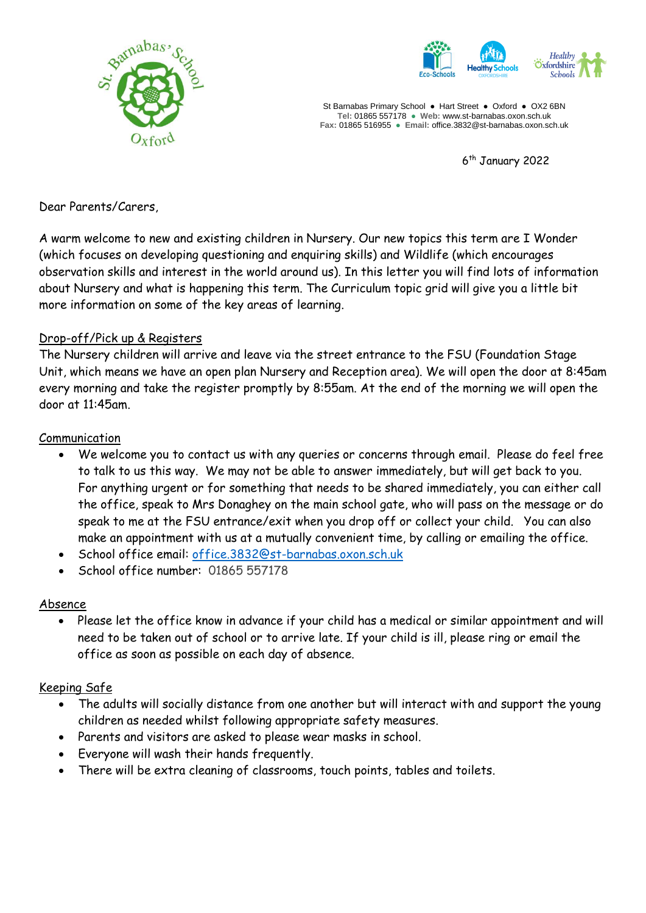St Barnabas Primary School ● Hart Street ● Oxford ● OX2 6BN
**Tel:** 01865 557178 ● **Web:** www.st-barnabas.oxon.sch.uk
**Fax:** 01865 516955 ● **Email:** office.3832@st-barnabas.oxon.sch.uk

6th January 2022

Dear Parents/Carers,

A warm welcome to new and existing children in Nursery. Our new topics this term are I Wonder (which focuses on developing questioning and enquiring skills) and Wildlife (which encourages observation skills and interest in the world around us). In this letter you will find lots of information about Nursery and what is happening this term. The Curriculum topic grid will give you a little bit more information on some of the key areas of learning.

## Drop-off/Pick up & Registers

The Nursery children will arrive and leave via the street entrance to the FSU (Foundation Stage Unit, which means we have an open plan Nursery and Reception area). We will open the door at 8:45am every morning and take the register promptly by 8:55am. At the end of the morning we will open the door at 11:45am.

## Communication

- We welcome you to contact us with any queries or concerns through email. Please do feel free to talk to us this way. We may not be able to answer immediately, but will get back to you. For anything urgent or for something that needs to be shared immediately, you can either call the office, speak to Mrs Donaghey on the main school gate, who will pass on the message or do speak to me at the FSU entrance/exit when you drop off or collect your child. You can also make an appointment with us at a mutually convenient time, by calling or emailing the office.
- School office email: office.3832@st-barnabas.oxon.sch.uk
- School office number: 01865 557178

## Absence

- Please let the office know in advance if your child has a medical or similar appointment and will need to be taken out of school or to arrive late. If your child is ill, please ring or email the office as soon as possible on each day of absence.

## Keeping Safe

- The adults will socially distance from one another but will interact with and support the young children as needed whilst following appropriate safety measures.
- Parents and visitors are asked to please wear masks in school.
- Everyone will wash their hands frequently.
- There will be extra cleaning of classrooms, touch points, tables and toilets.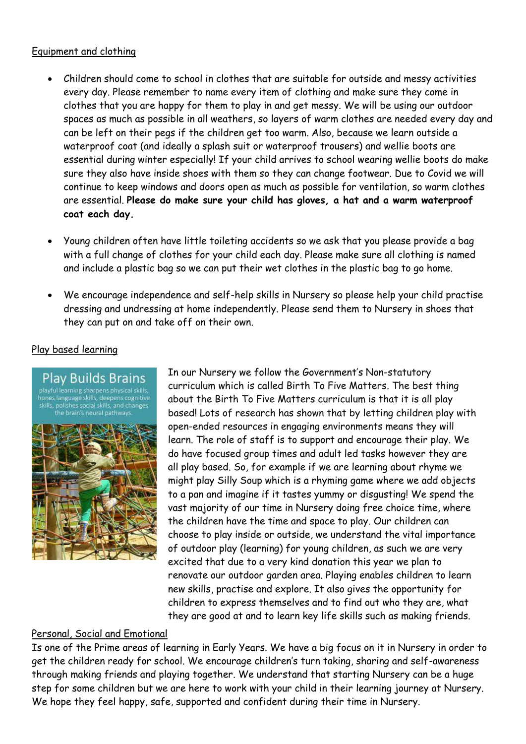## Equipment and clothing

- Children should come to school in clothes that are suitable for outside and messy activities every day. Please remember to name every item of clothing and make sure they come in clothes that you are happy for them to play in and get messy. We will be using our outdoor spaces as much as possible in all weathers, so layers of warm clothes are needed every day and can be left on their pegs if the children get too warm. Also, because we learn outside a waterproof coat (and ideally a splash suit or waterproof trousers) and wellie boots are essential during winter especially! If your child arrives to school wearing wellie boots do make sure they also have inside shoes with them so they can change footwear. Due to Covid we will continue to keep windows and doors open as much as possible for ventilation, so warm clothes are essential. **Please do make sure your child has gloves, a hat and a warm waterproof coat each day.**

- Young children often have little toileting accidents so we ask that you please provide a bag with a full change of clothes for your child each day. Please make sure all clothing is named and include a plastic bag so we can put their wet clothes in the plastic bag to go home.

- We encourage independence and self-help skills in Nursery so please help your child practise dressing and undressing at home independently. Please send them to Nursery in shoes that they can put on and take off on their own.

## Play based learning

Play Builds Brains

playful learning sharpens physical skills, hones language skills, deepens cognitive skills, polishes social skills, and changes the brain's neural pathways.

In our Nursery we follow the Government's Non-statutory curriculum which is called Birth To Five Matters. The best thing about the Birth To Five Matters curriculum is that it is all play based! Lots of research has shown that by letting children play with open-ended resources in engaging environments means they will learn. The role of staff is to support and encourage their play. We do have focused group times and adult led tasks however they are all play based. So, for example if we are learning about rhyme we might play Silly Soup which is a rhyming game where we add objects to a pan and imagine if it tastes yummy or disgusting! We spend the vast majority of our time in Nursery doing free choice time, where the children have the time and space to play. Our children can choose to play inside or outside, we understand the vital importance of outdoor play (learning) for young children, as such we are very excited that due to a very kind donation this year we plan to renovate our outdoor garden area. Playing enables children to learn new skills, practise and explore. It also gives the opportunity for children to express themselves and to find out who they are, what they are good at and to learn key life skills such as making friends.

## Personal, Social and Emotional

Is one of the Prime areas of learning in Early Years. We have a big focus on it in Nursery in order to get the children ready for school. We encourage children's turn taking, sharing and self-awareness through making friends and playing together. We understand that starting Nursery can be a huge step for some children but we are here to work with your child in their learning journey at Nursery. We hope they feel happy, safe, supported and confident during their time in Nursery.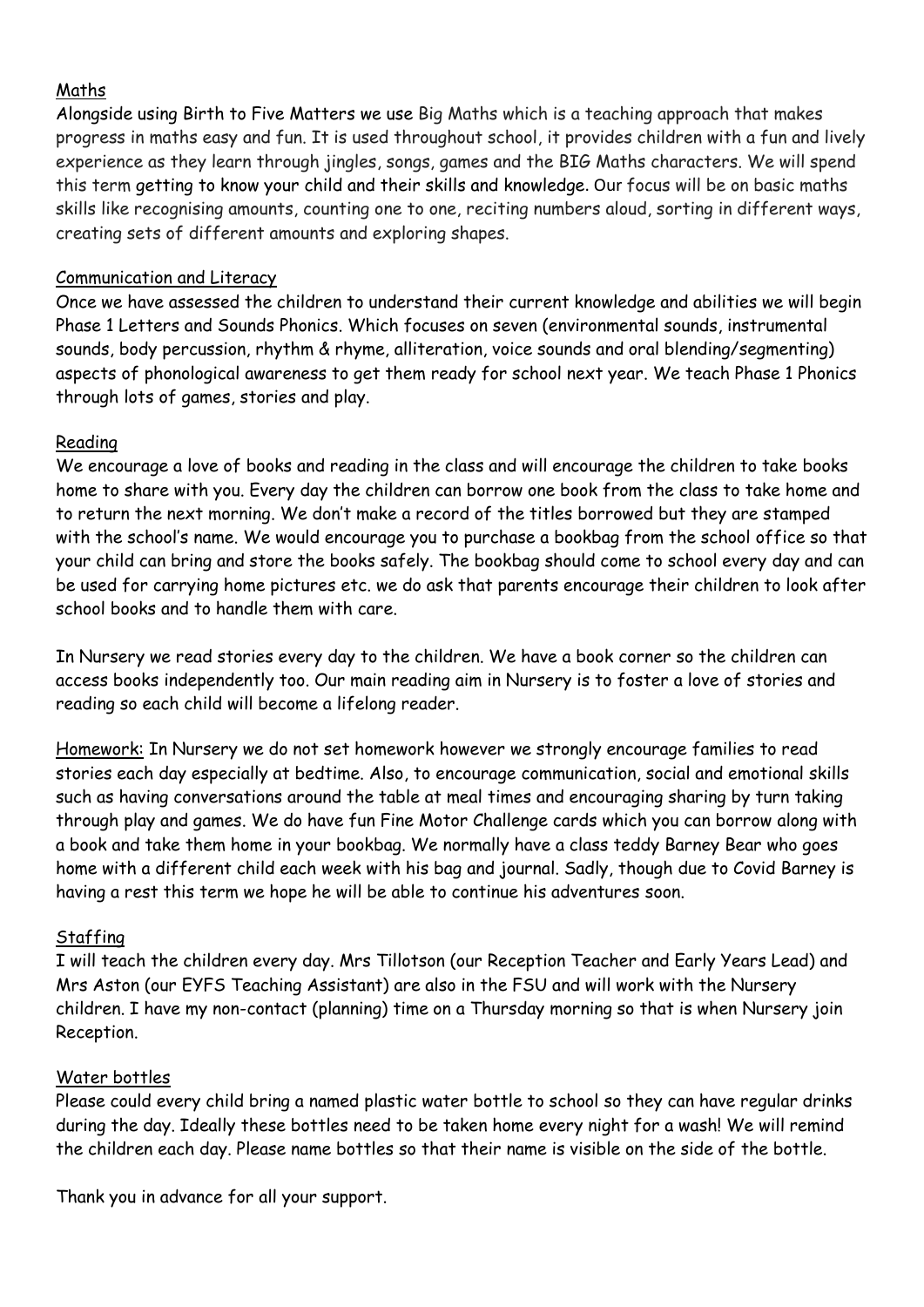## Maths

Alongside using Birth to Five Matters we use Big Maths which is a teaching approach that makes progress in maths easy and fun. It is used throughout school, it provides children with a fun and lively experience as they learn through jingles, songs, games and the BIG Maths characters. We will spend this term getting to know your child and their skills and knowledge. Our focus will be on basic maths skills like recognising amounts, counting one to one, reciting numbers aloud, sorting in different ways, creating sets of different amounts and exploring shapes.

## Communication and Literacy

Once we have assessed the children to understand their current knowledge and abilities we will begin Phase 1 Letters and Sounds Phonics. Which focuses on seven (environmental sounds, instrumental sounds, body percussion, rhythm & rhyme, alliteration, voice sounds and oral blending/segmenting) aspects of phonological awareness to get them ready for school next year. We teach Phase 1 Phonics through lots of games, stories and play.

## Reading

We encourage a love of books and reading in the class and will encourage the children to take books home to share with you. Every day the children can borrow one book from the class to take home and to return the next morning. We don't make a record of the titles borrowed but they are stamped with the school's name. We would encourage you to purchase a bookbag from the school office so that your child can bring and store the books safely. The bookbag should come to school every day and can be used for carrying home pictures etc. we do ask that parents encourage their children to look after school books and to handle them with care.

In Nursery we read stories every day to the children. We have a book corner so the children can access books independently too. Our main reading aim in Nursery is to foster a love of stories and reading so each child will become a lifelong reader.

Homework: In Nursery we do not set homework however we strongly encourage families to read stories each day especially at bedtime. Also, to encourage communication, social and emotional skills such as having conversations around the table at meal times and encouraging sharing by turn taking through play and games. We do have fun Fine Motor Challenge cards which you can borrow along with a book and take them home in your bookbag. We normally have a class teddy Barney Bear who goes home with a different child each week with his bag and journal. Sadly, though due to Covid Barney is having a rest this term we hope he will be able to continue his adventures soon.

## Staffing

I will teach the children every day. Mrs Tillotson (our Reception Teacher and Early Years Lead) and Mrs Aston (our EYFS Teaching Assistant) are also in the FSU and will work with the Nursery children. I have my non-contact (planning) time on a Thursday morning so that is when Nursery join Reception.

## Water bottles

Please could every child bring a named plastic water bottle to school so they can have regular drinks during the day. Ideally these bottles need to be taken home every night for a wash! We will remind the children each day. Please name bottles so that their name is visible on the side of the bottle.

Thank you in advance for all your support.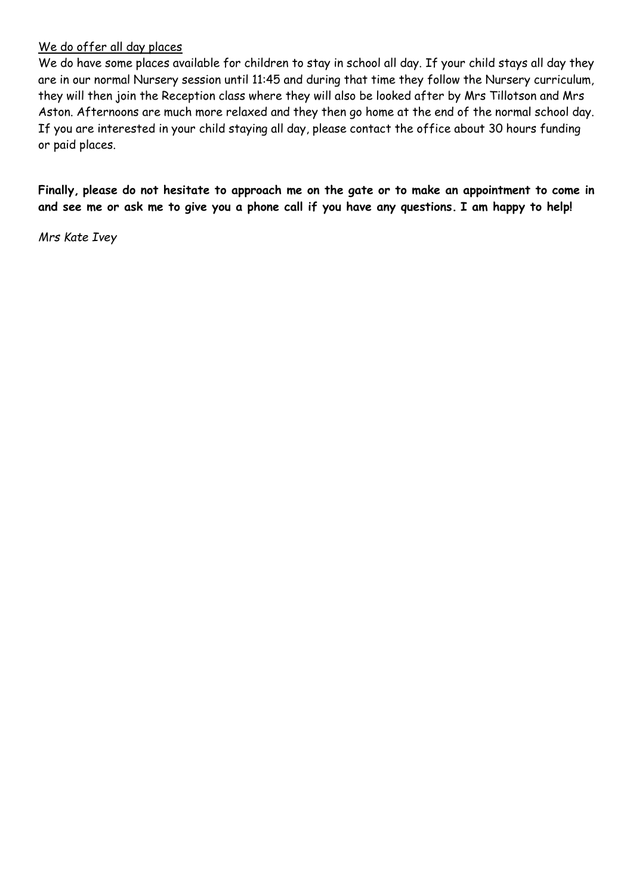<u>We do offer all day places</u>

We do have some places available for children to stay in school all day. If your child stays all day they are in our normal Nursery session until 11:45 and during that time they follow the Nursery curriculum, they will then join the Reception class where they will also be looked after by Mrs Tillotson and Mrs Aston. Afternoons are much more relaxed and they then go home at the end of the normal school day. If you are interested in your child staying all day, please contact the office about 30 hours funding or paid places.

**Finally, please do not hesitate to approach me on the gate or to make an appointment to come in and see me or ask me to give you a phone call if you have any questions. I am happy to help!**

*Mrs Kate Ivey*